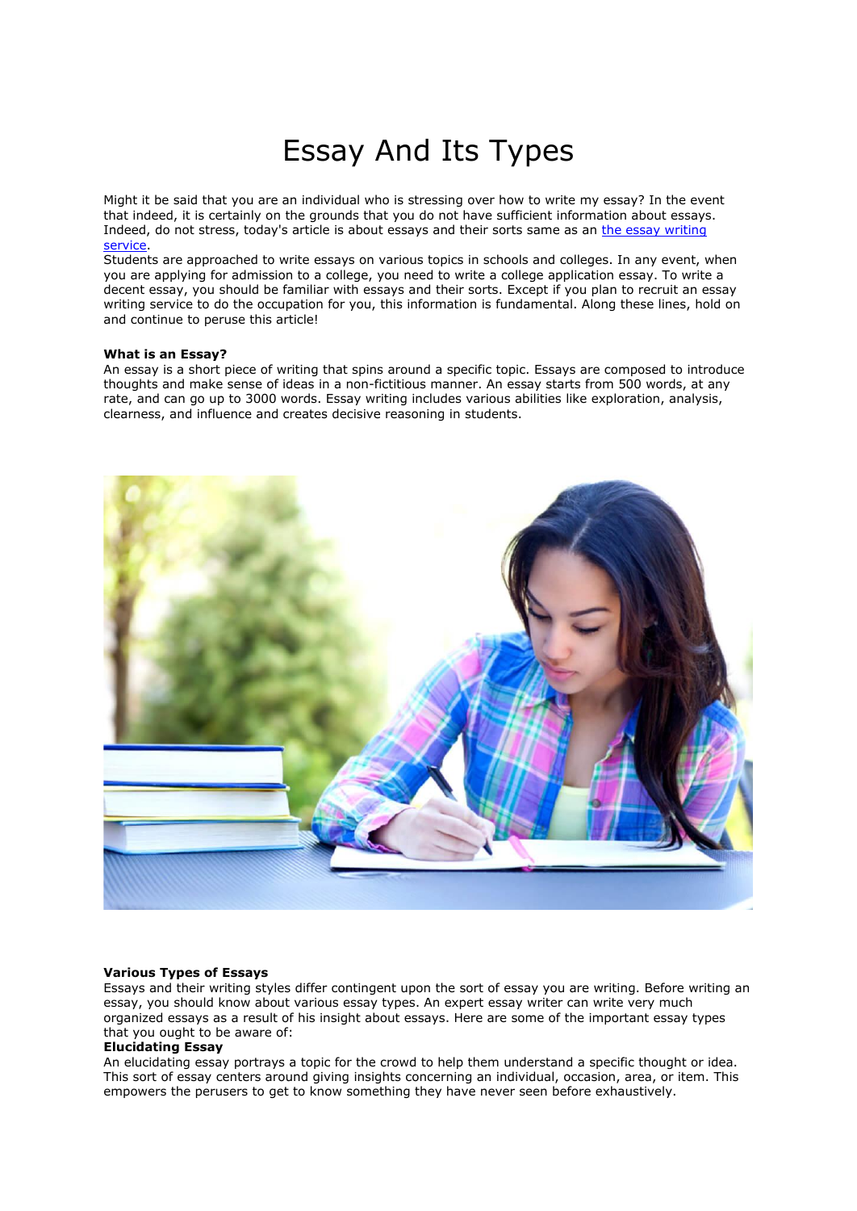# Essay And Its Types

Might it be said that you are an individual who is stressing over how to write my essay? In the event that indeed, it is certainly on the grounds that you do not have sufficient information about essays. Indeed, do not stress, today's article is about essays and their sorts same as an [the essay writing service](#).

Students are approached to write essays on various topics in schools and colleges. In any event, when you are applying for admission to a college, you need to write a college application essay. To write a decent essay, you should be familiar with essays and their sorts. Except if you plan to recruit an essay writing service to do the occupation for you, this information is fundamental. Along these lines, hold on and continue to peruse this article!

**What is an Essay?**

An essay is a short piece of writing that spins around a specific topic. Essays are composed to introduce thoughts and make sense of ideas in a non-fictitious manner. An essay starts from 500 words, at any rate, and can go up to 3000 words. Essay writing includes various abilities like exploration, analysis, clearness, and influence and creates decisive reasoning in students.

**Various Types of Essays**

Essays and their writing styles differ contingent upon the sort of essay you are writing. Before writing an essay, you should know about various essay types. An expert essay writer can write very much organized essays as a result of his insight about essays. Here are some of the important essay types that you ought to be aware of:

**Elucidating Essay**

An elucidating essay portrays a topic for the crowd to help them understand a specific thought or idea. This sort of essay centers around giving insights concerning an individual, occasion, area, or item. This empowers the perusers to get to know something they have never seen before exhaustively.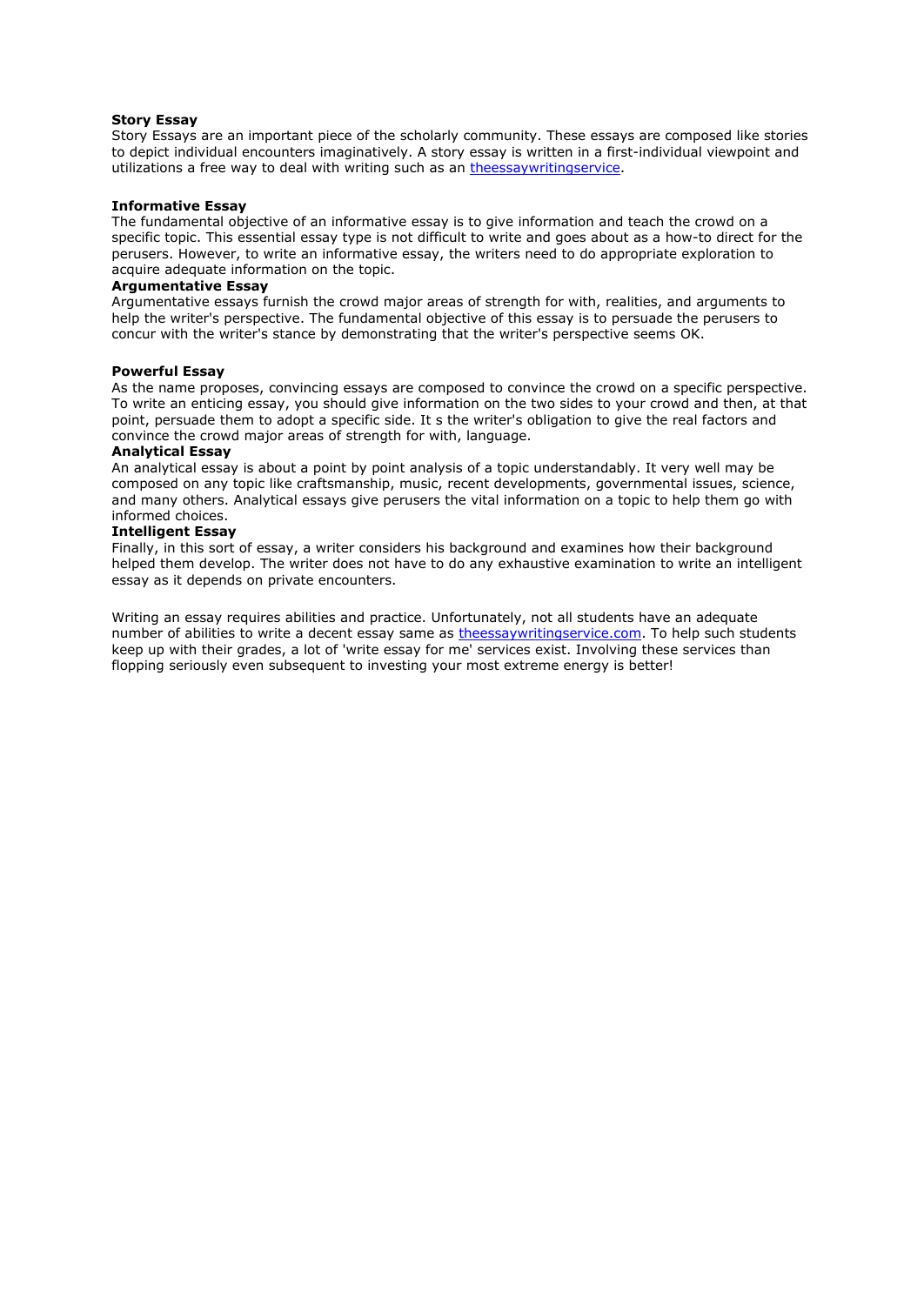**Story Essay**

Story Essays are an important piece of the scholarly community. These essays are composed like stories to depict individual encounters imaginatively. A story essay is written in a first-individual viewpoint and utilizations a free way to deal with writing such as an [theessaywritingservice](theessaywritingservice).

**Informative Essay**

The fundamental objective of an informative essay is to give information and teach the crowd on a specific topic. This essential essay type is not difficult to write and goes about as a how-to direct for the perusers. However, to write an informative essay, the writers need to do appropriate exploration to acquire adequate information on the topic.

**Argumentative Essay**

Argumentative essays furnish the crowd major areas of strength for with, realities, and arguments to help the writer's perspective. The fundamental objective of this essay is to persuade the perusers to concur with the writer's stance by demonstrating that the writer's perspective seems OK.

**Powerful Essay**

As the name proposes, convincing essays are composed to convince the crowd on a specific perspective. To write an enticing essay, you should give information on the two sides to your crowd and then, at that point, persuade them to adopt a specific side. It s the writer's obligation to give the real factors and convince the crowd major areas of strength for with, language.

**Analytical Essay**

An analytical essay is about a point by point analysis of a topic understandably. It very well may be composed on any topic like craftsmanship, music, recent developments, governmental issues, science, and many others. Analytical essays give perusers the vital information on a topic to help them go with informed choices.

**Intelligent Essay**

Finally, in this sort of essay, a writer considers his background and examines how their background helped them develop. The writer does not have to do any exhaustive examination to write an intelligent essay as it depends on private encounters.

Writing an essay requires abilities and practice. Unfortunately, not all students have an adequate number of abilities to write a decent essay same as [theessaywritingservice.com](theessaywritingservice.com). To help such students keep up with their grades, a lot of 'write essay for me' services exist. Involving these services than flopping seriously even subsequent to investing your most extreme energy is better!